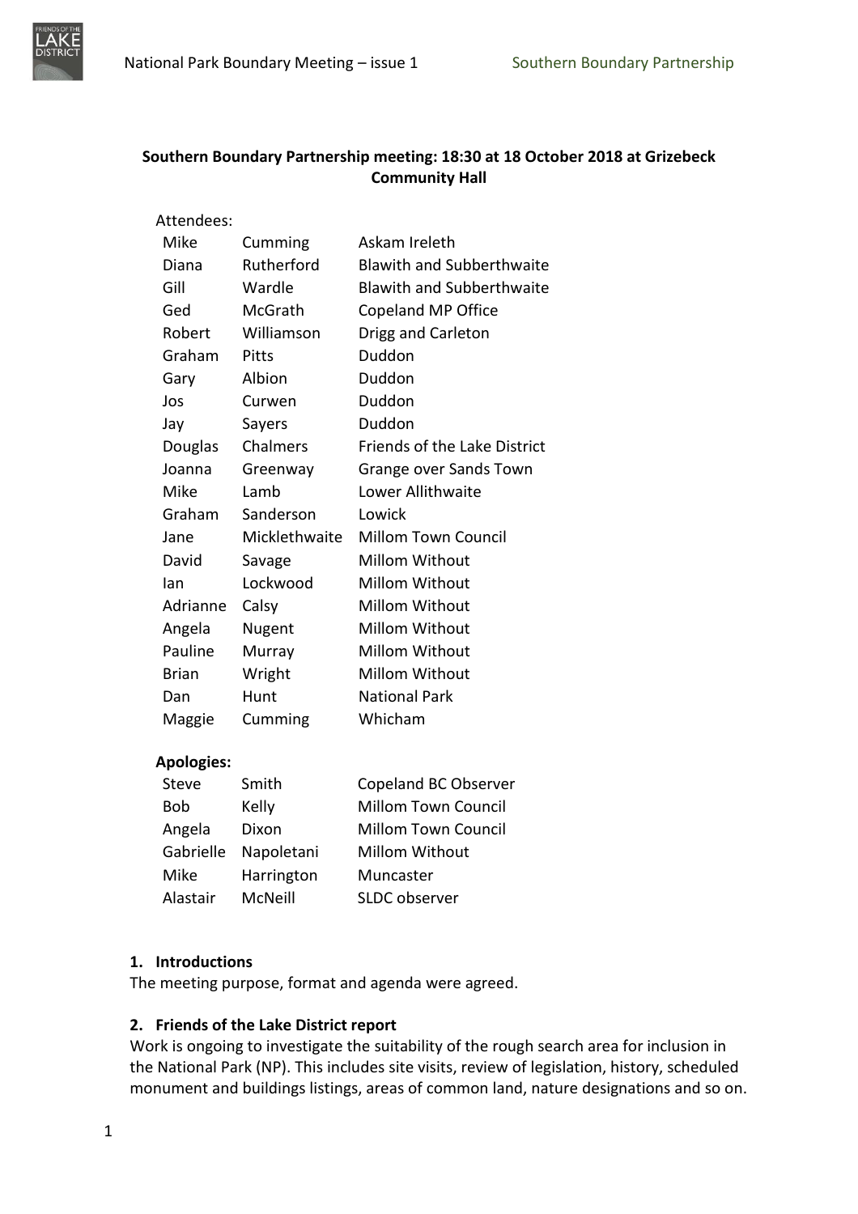**Southern Boundary Partnership meeting: 18:30 at 18 October 2018 at Grizebeck Community Hall**

Attendees:

| | | |
|---|---|---|
| Mike | Cumming | Askam Ireleth |
| Diana | Rutherford | Blawith and Subberthwaite |
| Gill | Wardle | Blawith and Subberthwaite |
| Ged | McGrath | Copeland MP Office |
| Robert | Williamson | Drigg and Carleton |
| Graham | Pitts | Duddon |
| Gary | Albion | Duddon |
| Jos | Curwen | Duddon |
| Jay | Sayers | Duddon |
| Douglas | Chalmers | Friends of the Lake District |
| Joanna | Greenway | Grange over Sands Town |
| Mike | Lamb | Lower Allithwaite |
| Graham | Sanderson | Lowick |
| Jane | Micklethwaite | Millom Town Council |
| David | Savage | Millom Without |
| Ian | Lockwood | Millom Without |
| Adrianne | Calsy | Millom Without |
| Angela | Nugent | Millom Without |
| Pauline | Murray | Millom Without |
| Brian | Wright | Millom Without |
| Dan | Hunt | National Park |
| Maggie | Cumming | Whicham |

**Apologies:**

| | | |
|---|---|---|
| Steve | Smith | Copeland BC Observer |
| Bob | Kelly | Millom Town Council |
| Angela | Dixon | Millom Town Council |
| Gabrielle | Napoletani | Millom Without |
| Mike | Harrington | Muncaster |
| Alastair | McNeill | SLDC observer |

**1. Introductions**

The meeting purpose, format and agenda were agreed.

**2. Friends of the Lake District report**

Work is ongoing to investigate the suitability of the rough search area for inclusion in the National Park (NP). This includes site visits, review of legislation, history, scheduled monument and buildings listings, areas of common land, nature designations and so on.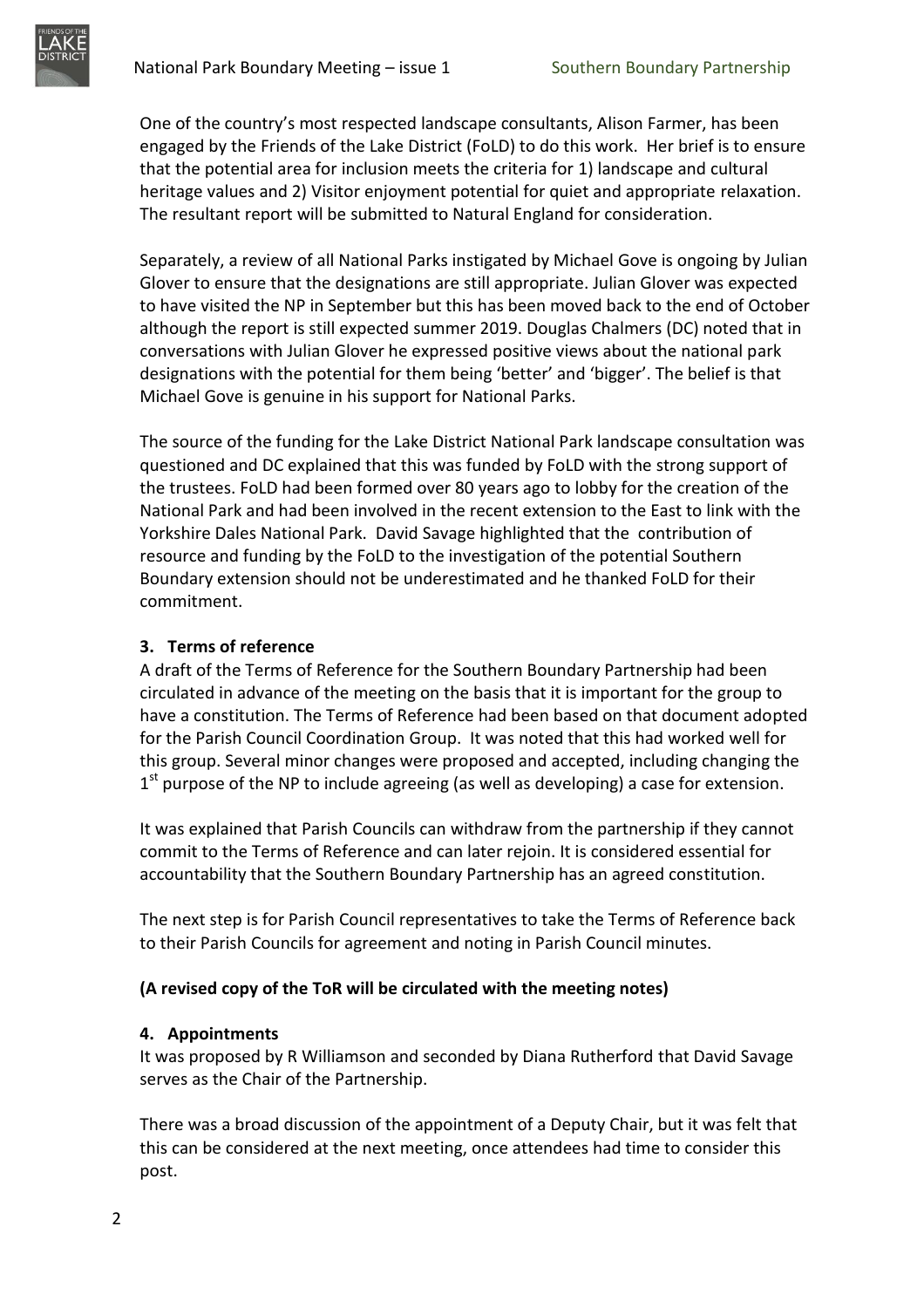One of the country's most respected landscape consultants, Alison Farmer, has been engaged by the Friends of the Lake District (FoLD) to do this work. Her brief is to ensure that the potential area for inclusion meets the criteria for 1) landscape and cultural heritage values and 2) Visitor enjoyment potential for quiet and appropriate relaxation. The resultant report will be submitted to Natural England for consideration.

Separately, a review of all National Parks instigated by Michael Gove is ongoing by Julian Glover to ensure that the designations are still appropriate. Julian Glover was expected to have visited the NP in September but this has been moved back to the end of October although the report is still expected summer 2019. Douglas Chalmers (DC) noted that in conversations with Julian Glover he expressed positive views about the national park designations with the potential for them being 'better' and 'bigger'. The belief is that Michael Gove is genuine in his support for National Parks.

The source of the funding for the Lake District National Park landscape consultation was questioned and DC explained that this was funded by FoLD with the strong support of the trustees. FoLD had been formed over 80 years ago to lobby for the creation of the National Park and had been involved in the recent extension to the East to link with the Yorkshire Dales National Park. David Savage highlighted that the contribution of resource and funding by the FoLD to the investigation of the potential Southern Boundary extension should not be underestimated and he thanked FoLD for their commitment.

### 3. Terms of reference

A draft of the Terms of Reference for the Southern Boundary Partnership had been circulated in advance of the meeting on the basis that it is important for the group to have a constitution. The Terms of Reference had been based on that document adopted for the Parish Council Coordination Group. It was noted that this had worked well for this group. Several minor changes were proposed and accepted, including changing the 1st purpose of the NP to include agreeing (as well as developing) a case for extension.

It was explained that Parish Councils can withdraw from the partnership if they cannot commit to the Terms of Reference and can later rejoin. It is considered essential for accountability that the Southern Boundary Partnership has an agreed constitution.

The next step is for Parish Council representatives to take the Terms of Reference back to their Parish Councils for agreement and noting in Parish Council minutes.

**(A revised copy of the ToR will be circulated with the meeting notes)**

### 4. Appointments

It was proposed by R Williamson and seconded by Diana Rutherford that David Savage serves as the Chair of the Partnership.

There was a broad discussion of the appointment of a Deputy Chair, but it was felt that this can be considered at the next meeting, once attendees had time to consider this post.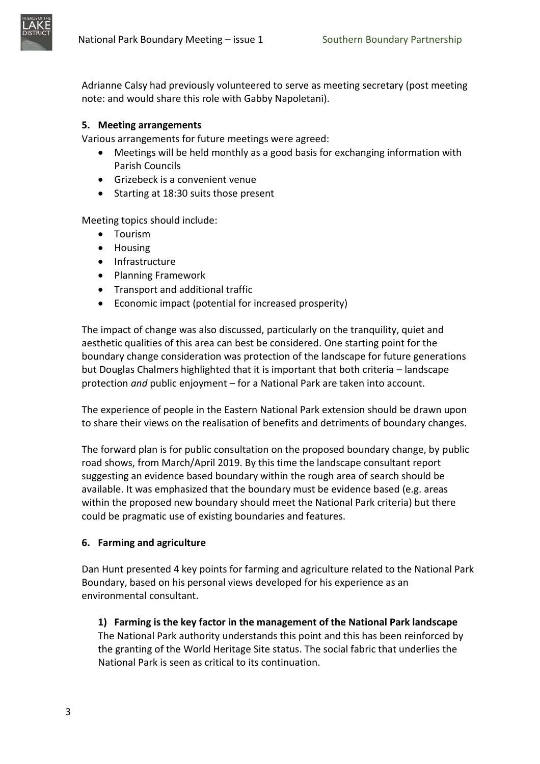Adrianne Calsy had previously volunteered to serve as meeting secretary (post meeting note: and would share this role with Gabby Napoletani).

## 5. Meeting arrangements

Various arrangements for future meetings were agreed:

- Meetings will be held monthly as a good basis for exchanging information with Parish Councils
- Grizebeck is a convenient venue
- Starting at 18:30 suits those present

Meeting topics should include:

- Tourism
- Housing
- Infrastructure
- Planning Framework
- Transport and additional traffic
- Economic impact (potential for increased prosperity)

The impact of change was also discussed, particularly on the tranquility, quiet and aesthetic qualities of this area can best be considered. One starting point for the boundary change consideration was protection of the landscape for future generations but Douglas Chalmers highlighted that it is important that both criteria – landscape protection *and* public enjoyment – for a National Park are taken into account.

The experience of people in the Eastern National Park extension should be drawn upon to share their views on the realisation of benefits and detriments of boundary changes.

The forward plan is for public consultation on the proposed boundary change, by public road shows, from March/April 2019. By this time the landscape consultant report suggesting an evidence based boundary within the rough area of search should be available. It was emphasized that the boundary must be evidence based (e.g. areas within the proposed new boundary should meet the National Park criteria) but there could be pragmatic use of existing boundaries and features.

## 6. Farming and agriculture

Dan Hunt presented 4 key points for farming and agriculture related to the National Park Boundary, based on his personal views developed for his experience as an environmental consultant.

### 1) Farming is the key factor in the management of the National Park landscape

The National Park authority understands this point and this has been reinforced by the granting of the World Heritage Site status. The social fabric that underlies the National Park is seen as critical to its continuation.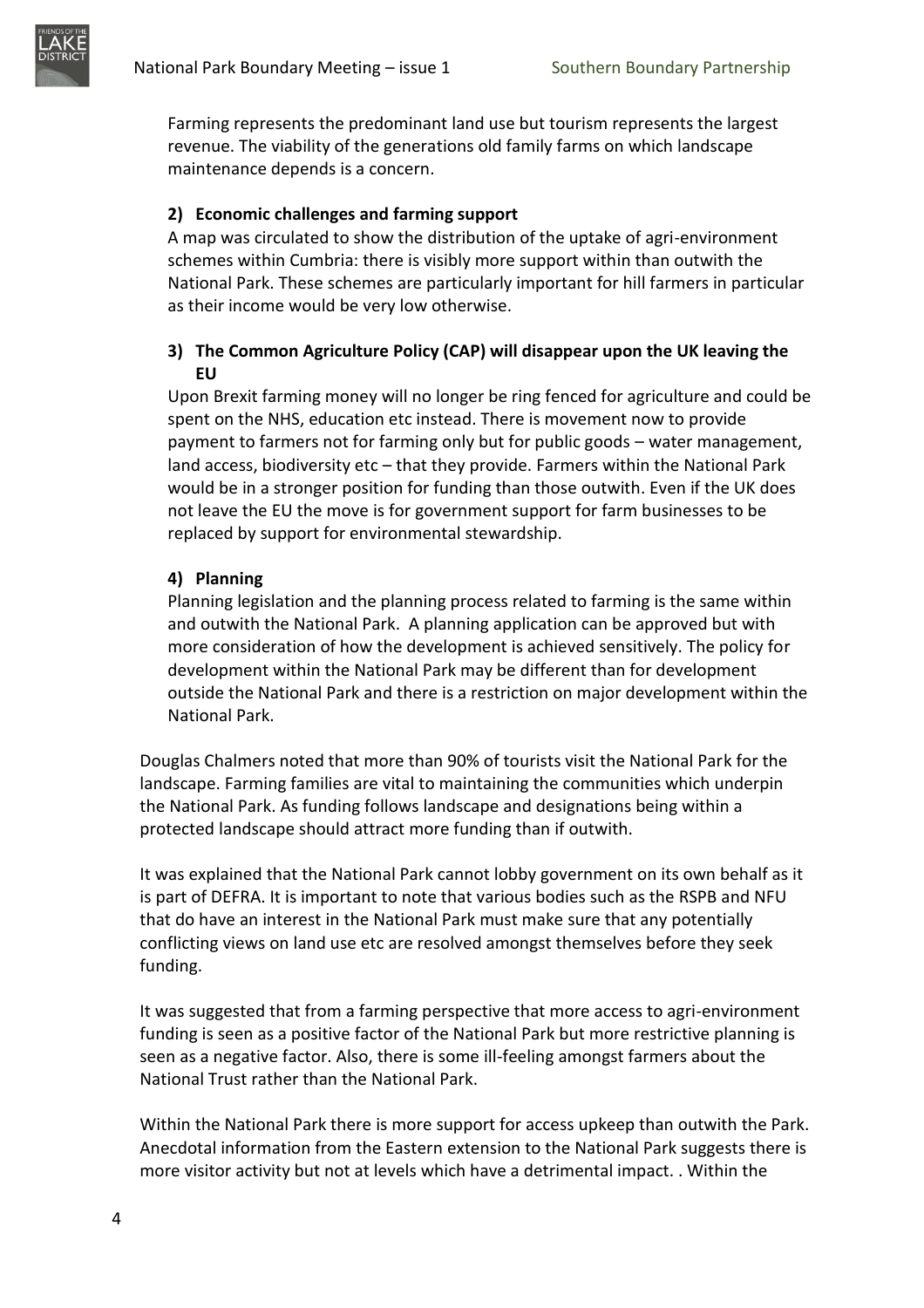Farming represents the predominant land use but tourism represents the largest revenue. The viability of the generations old family farms on which landscape maintenance depends is a concern.

2) **Economic challenges and farming support**

A map was circulated to show the distribution of the uptake of agri-environment schemes within Cumbria: there is visibly more support within than outwith the National Park. These schemes are particularly important for hill farmers in particular as their income would be very low otherwise.

3) **The Common Agriculture Policy (CAP) will disappear upon the UK leaving the EU**

Upon Brexit farming money will no longer be ring fenced for agriculture and could be spent on the NHS, education etc instead. There is movement now to provide payment to farmers not for farming only but for public goods – water management, land access, biodiversity etc – that they provide. Farmers within the National Park would be in a stronger position for funding than those outwith. Even if the UK does not leave the EU the move is for government support for farm businesses to be replaced by support for environmental stewardship.

4) **Planning**

Planning legislation and the planning process related to farming is the same within and outwith the National Park. A planning application can be approved but with more consideration of how the development is achieved sensitively. The policy for development within the National Park may be different than for development outside the National Park and there is a restriction on major development within the National Park.

Douglas Chalmers noted that more than 90% of tourists visit the National Park for the landscape. Farming families are vital to maintaining the communities which underpin the National Park. As funding follows landscape and designations being within a protected landscape should attract more funding than if outwith.

It was explained that the National Park cannot lobby government on its own behalf as it is part of DEFRA. It is important to note that various bodies such as the RSPB and NFU that do have an interest in the National Park must make sure that any potentially conflicting views on land use etc are resolved amongst themselves before they seek funding.

It was suggested that from a farming perspective that more access to agri-environment funding is seen as a positive factor of the National Park but more restrictive planning is seen as a negative factor. Also, there is some ill-feeling amongst farmers about the National Trust rather than the National Park.

Within the National Park there is more support for access upkeep than outwith the Park. Anecdotal information from the Eastern extension to the National Park suggests there is more visitor activity but not at levels which have a detrimental impact. . Within the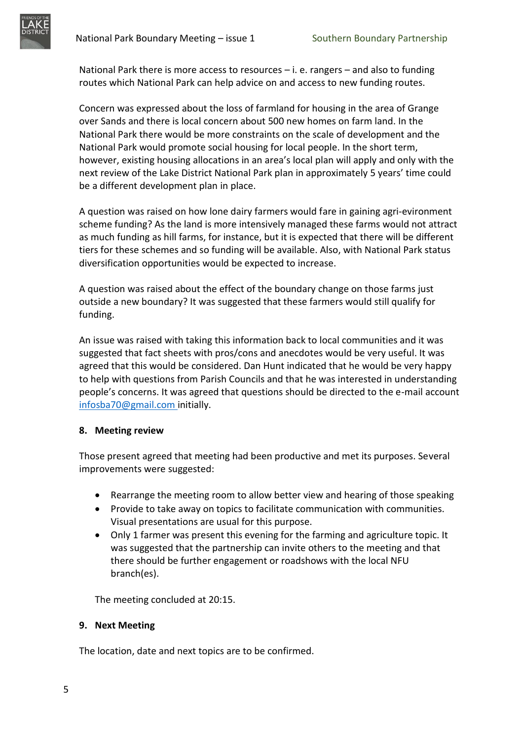National Park there is more access to resources – i. e. rangers – and also to funding routes which National Park can help advice on and access to new funding routes.

Concern was expressed about the loss of farmland for housing in the area of Grange over Sands and there is local concern about 500 new homes on farm land. In the National Park there would be more constraints on the scale of development and the National Park would promote social housing for local people. In the short term, however, existing housing allocations in an area's local plan will apply and only with the next review of the Lake District National Park plan in approximately 5 years' time could be a different development plan in place.

A question was raised on how lone dairy farmers would fare in gaining agri-evironment scheme funding? As the land is more intensively managed these farms would not attract as much funding as hill farms, for instance, but it is expected that there will be different tiers for these schemes and so funding will be available. Also, with National Park status diversification opportunities would be expected to increase.

A question was raised about the effect of the boundary change on those farms just outside a new boundary? It was suggested that these farmers would still qualify for funding.

An issue was raised with taking this information back to local communities and it was suggested that fact sheets with pros/cons and anecdotes would be very useful. It was agreed that this would be considered. Dan Hunt indicated that he would be very happy to help with questions from Parish Councils and that he was interested in understanding people's concerns. It was agreed that questions should be directed to the e-mail account infosba70@gmail.com initially.

**8. Meeting review**

Those present agreed that meeting had been productive and met its purposes. Several improvements were suggested:

- Rearrange the meeting room to allow better view and hearing of those speaking
- Provide to take away on topics to facilitate communication with communities. Visual presentations are usual for this purpose.
- Only 1 farmer was present this evening for the farming and agriculture topic. It was suggested that the partnership can invite others to the meeting and that there should be further engagement or roadshows with the local NFU branch(es).

The meeting concluded at 20:15.

**9. Next Meeting**

The location, date and next topics are to be confirmed.